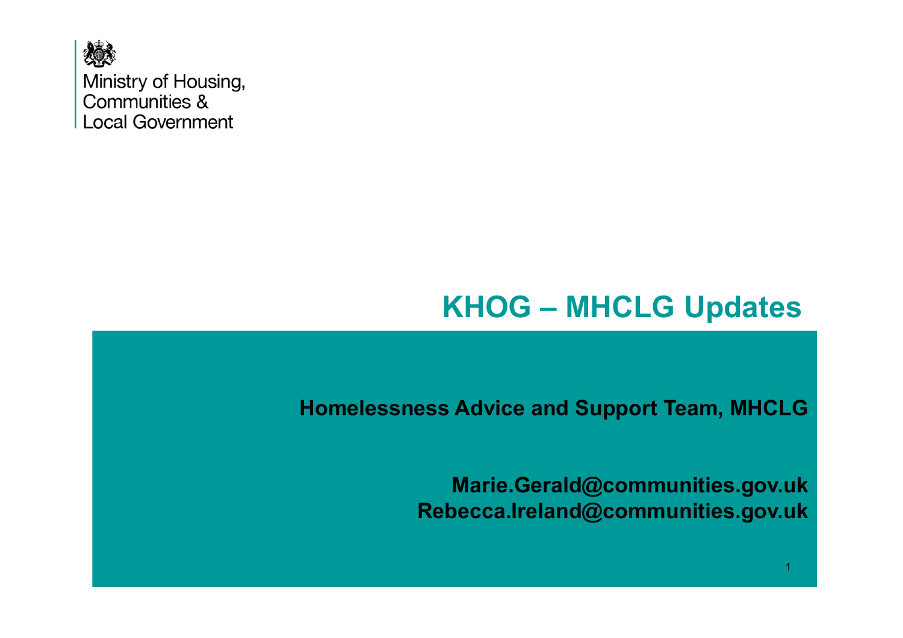Ministry of Housing, Communities & Local Government

# KHOG – MHCLG Updates

**Homelessness Advice and Support Team, MHCLG**

**Marie.Gerald@communities.gov.uk**
**Rebecca.Ireland@communities.gov.uk**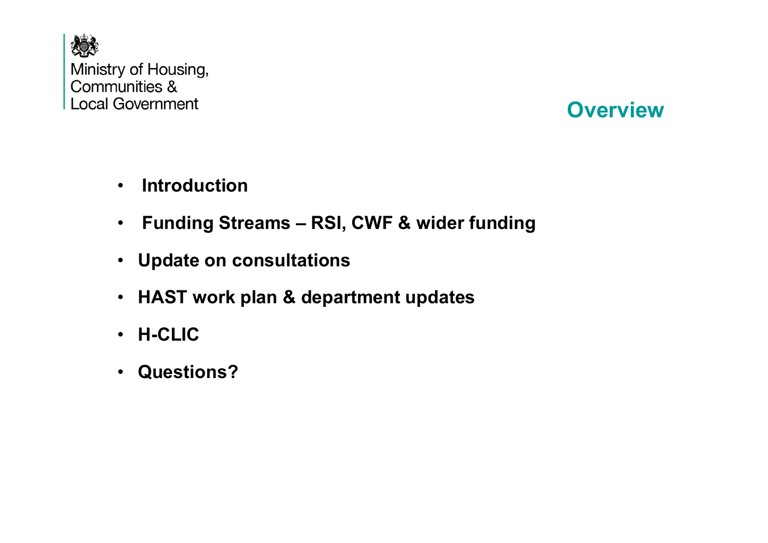Ministry of Housing, Communities & Local Government

# Overview

- **Introduction**
- **Funding Streams – RSI, CWF & wider funding**
- **Update on consultations**
- **HAST work plan & department updates**
- **H-CLIC**
- **Questions?**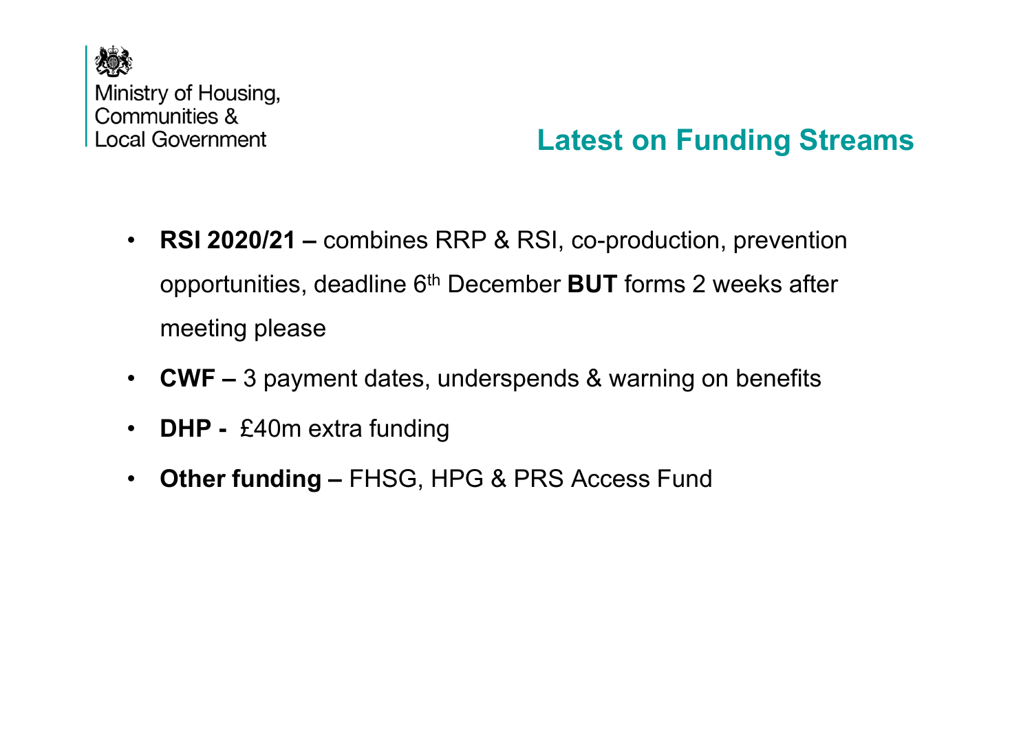Ministry of Housing,
Communities &
Local Government

## Latest on Funding Streams

- **RSI 2020/21 –** combines RRP & RSI, co-production, prevention opportunities, deadline 6th December **BUT** forms 2 weeks after meeting please
- **CWF –** 3 payment dates, underspends & warning on benefits
- **DHP -** £40m extra funding
- **Other funding –** FHSG, HPG & PRS Access Fund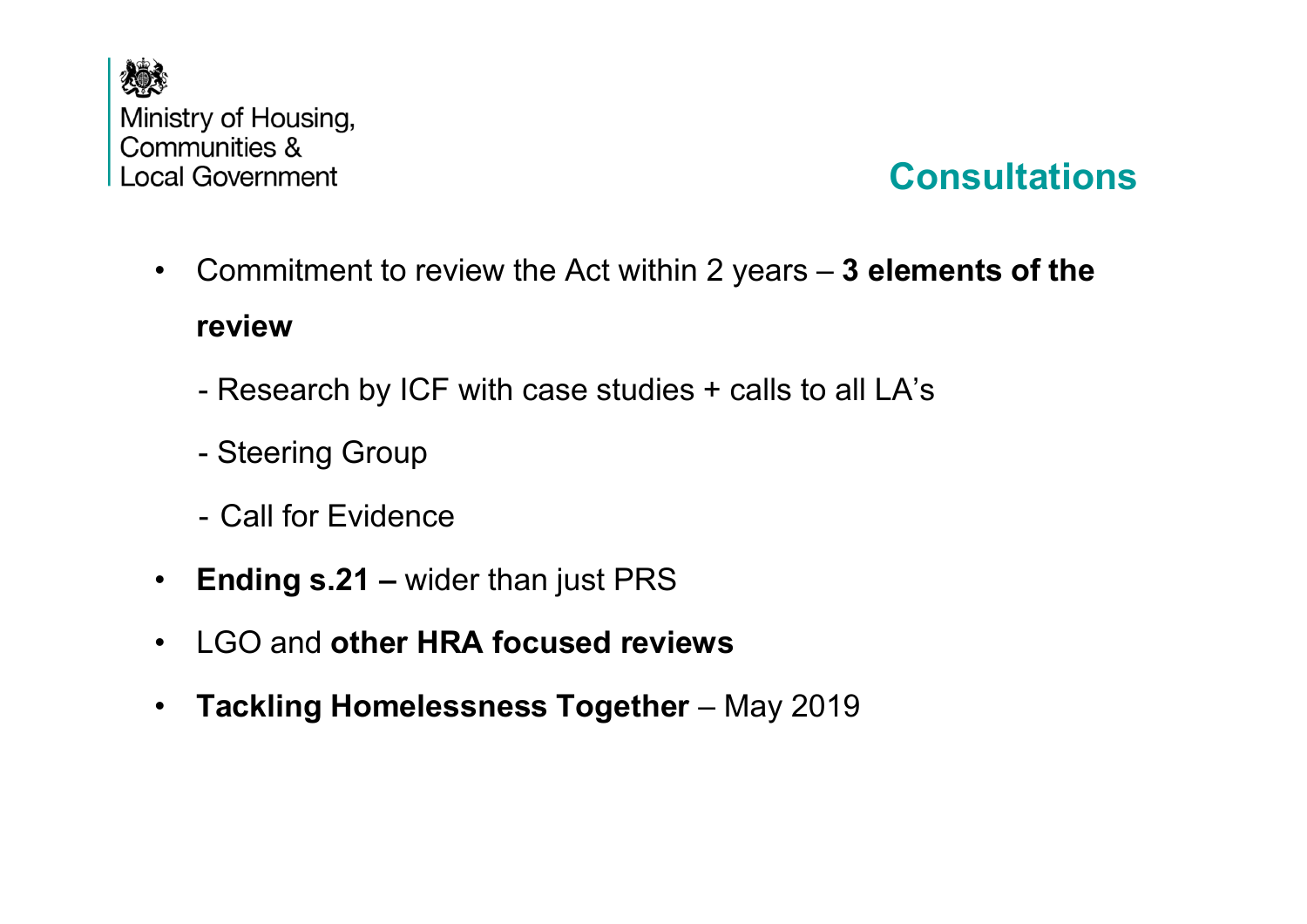Ministry of Housing, Communities & Local Government

# Consultations

- Commitment to review the Act within 2 years – **3 elements of the review**
  - Research by ICF with case studies + calls to all LA's
  - Steering Group
  - Call for Evidence
- **Ending s.21 –** wider than just PRS
- LGO and **other HRA focused reviews**
- **Tackling Homelessness Together** – May 2019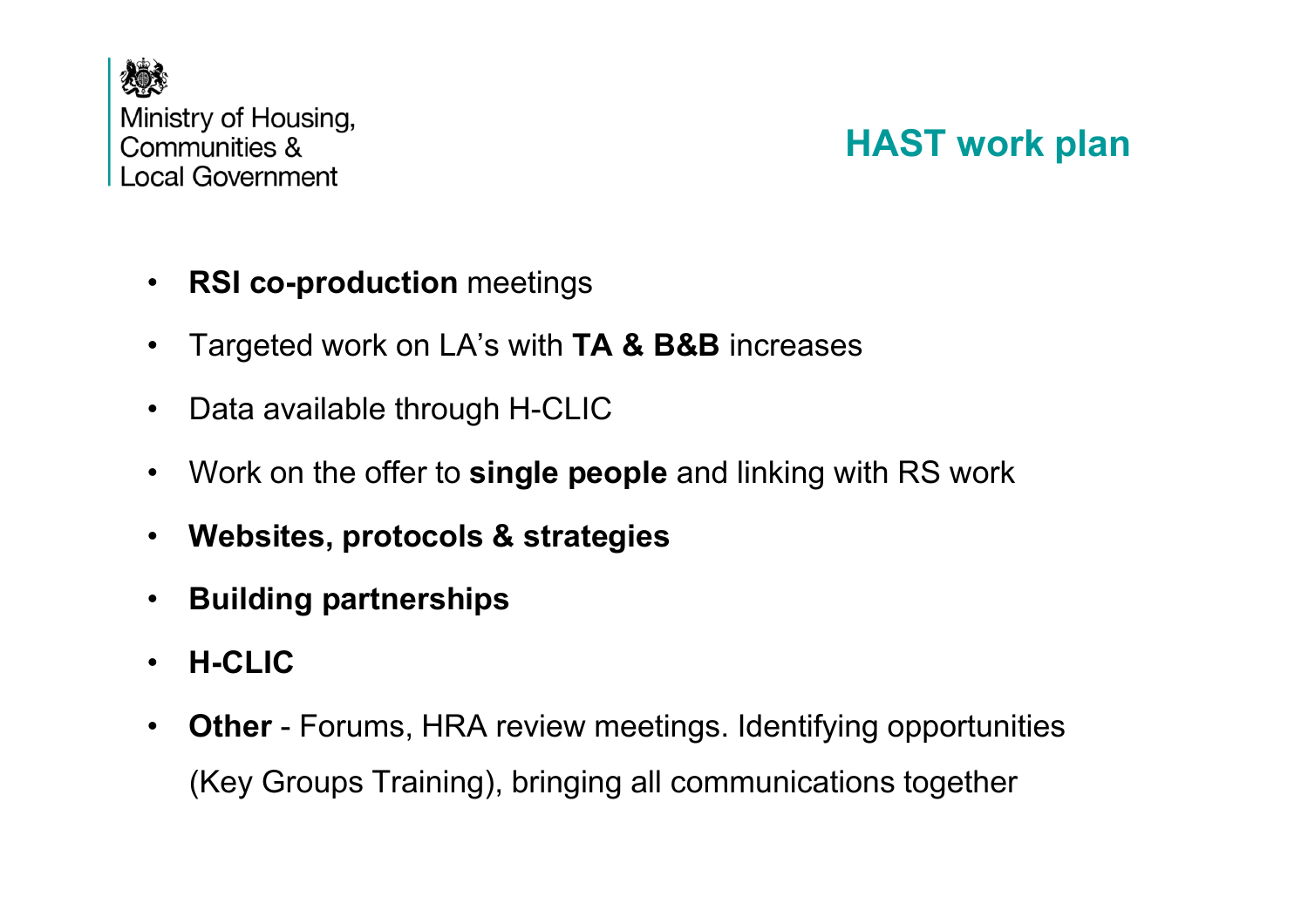Ministry of Housing, Communities & Local Government

# HAST work plan

- **RSI co-production** meetings
- Targeted work on LA's with **TA & B&B** increases
- Data available through H-CLIC
- Work on the offer to **single people** and linking with RS work
- **Websites, protocols & strategies**
- **Building partnerships**
- **H-CLIC**
- **Other** - Forums, HRA review meetings. Identifying opportunities (Key Groups Training), bringing all communications together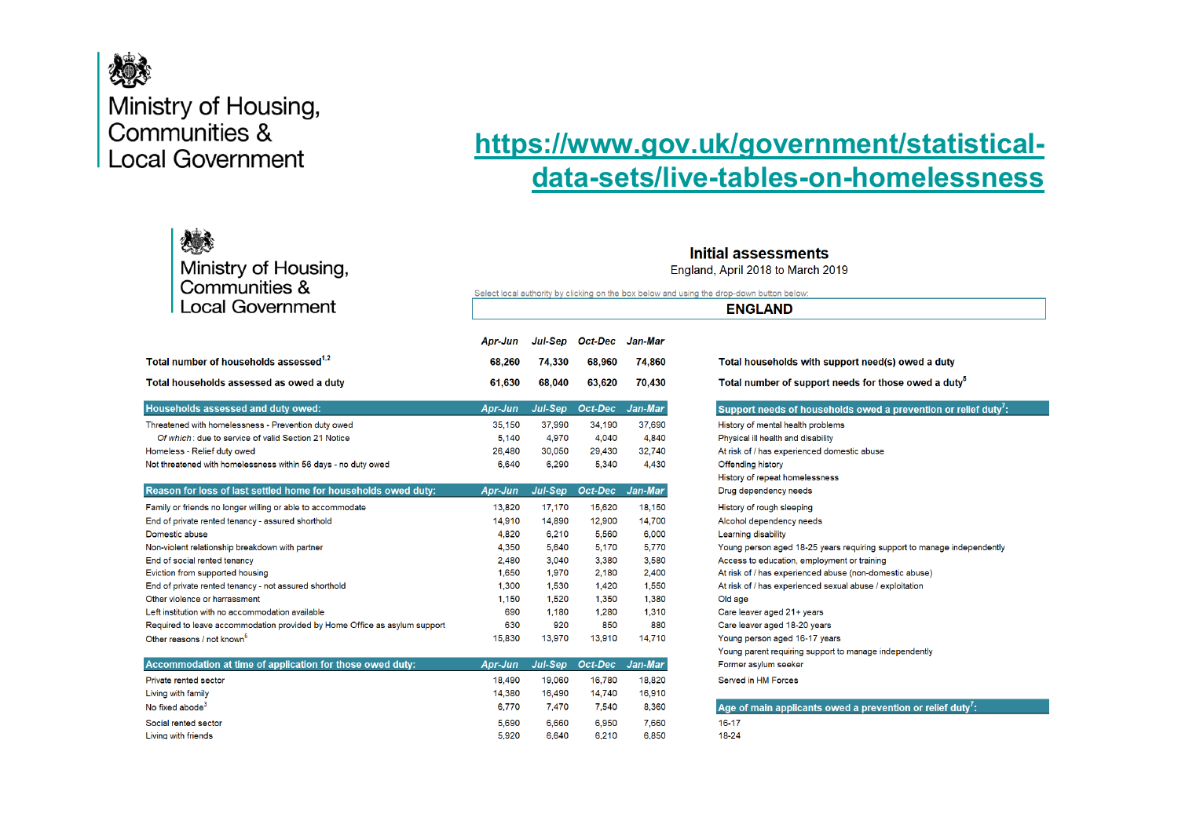Ministry of Housing, Communities & Local Government

https://www.gov.uk/government/statistical-data-sets/live-tables-on-homelessness

Ministry of Housing, Communities & Local Government

## Initial assessments

England, April 2018 to March 2019

Select local authority by clicking on the box below and using the drop-down button below:

**ENGLAND**

| | Apr-Jun | Jul-Sep | Oct-Dec | Jan-Mar |
|---|---|---|---|---|
| **Total number of households assessed[1,2]** | **68,260** | **74,330** | **68,960** | **74,860** |
| **Total households assessed as owed a duty** | **61,630** | **68,040** | **63,620** | **70,430** |
| **Households assessed and duty owed:** | **Apr-Jun** | **Jul-Sep** | **Oct-Dec** | **Jan-Mar** |
| Threatened with homelessness - Prevention duty owed | 35,150 | 37,990 | 34,190 | 37,690 |
| *Of which*: due to service of valid Section 21 Notice | 5,140 | 4,970 | 4,040 | 4,840 |
| Homeless - Relief duty owed | 26,480 | 30,050 | 29,430 | 32,740 |
| Not threatened with homelessness within 56 days - no duty owed | 6,640 | 6,290 | 5,340 | 4,430 |
| **Reason for loss of last settled home for households owed duty:** | **Apr-Jun** | **Jul-Sep** | **Oct-Dec** | **Jan-Mar** |
| Family or friends no longer willing or able to accommodate | 13,820 | 17,170 | 15,620 | 18,150 |
| End of private rented tenancy - assured shorthold | 14,910 | 14,890 | 12,900 | 14,700 |
| Domestic abuse | 4,820 | 6,210 | 5,560 | 6,000 |
| Non-violent relationship breakdown with partner | 4,350 | 5,640 | 5,170 | 5,770 |
| End of social rented tenancy | 2,480 | 3,040 | 3,380 | 3,580 |
| Eviction from supported housing | 1,650 | 1,970 | 2,180 | 2,400 |
| End of private rented tenancy - not assured shorthold | 1,300 | 1,530 | 1,420 | 1,550 |
| Other violence or harrassment | 1,150 | 1,520 | 1,350 | 1,380 |
| Left institution with no accommodation available | 690 | 1,180 | 1,280 | 1,310 |
| Required to leave accommodation provided by Home Office as asylum support | 630 | 920 | 850 | 880 |
| Other reasons / not known[6] | 15,830 | 13,970 | 13,910 | 14,710 |
| **Accommodation at time of application for those owed duty:** | **Apr-Jun** | **Jul-Sep** | **Oct-Dec** | **Jan-Mar** |
| Private rented sector | 18,490 | 19,060 | 16,780 | 18,820 |
| Living with family | 14,380 | 16,490 | 14,740 | 16,910 |
| No fixed abode[3] | 6,770 | 7,470 | 7,540 | 8,360 |
| Social rented sector | 5,690 | 6,660 | 6,950 | 7,660 |
| Living with friends | 5,920 | 6,640 | 6,210 | 6,850 |

**Total households with support need(s) owed a duty**

**Total number of support needs for those owed a duty[5]**

**Support needs of households owed a prevention or relief duty[7]:**

- History of mental health problems
- Physical ill health and disability
- At risk of / has experienced domestic abuse
- Offending history
- History of repeat homelessness
- Drug dependency needs
- History of rough sleeping
- Alcohol dependency needs
- Learning disability
- Young person aged 18-25 years requiring support to manage independently
- Access to education, employment or training
- At risk of / has experienced abuse (non-domestic abuse)
- At risk of / has experienced sexual abuse / exploitation
- Old age
- Care leaver aged 21+ years
- Care leaver aged 18-20 years
- Young person aged 16-17 years
- Young parent requiring support to manage independently
- Former asylum seeker
- Served in HM Forces

**Age of main applicants owed a prevention or relief duty[7]:**

- 16-17
- 18-24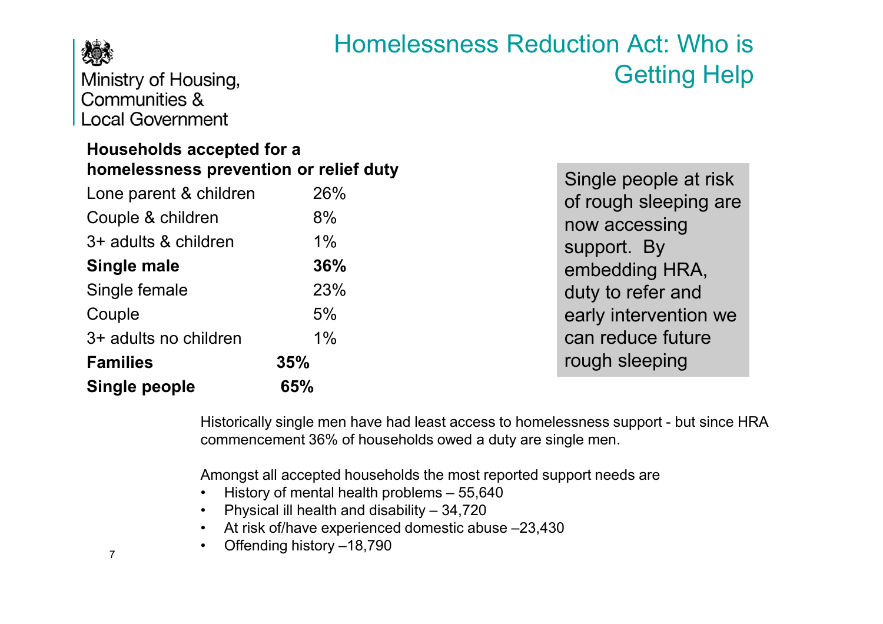Ministry of Housing, Communities & Local Government

# Homelessness Reduction Act: Who is Getting Help

**Households accepted for a homelessness prevention or relief duty**

| Household type | % |
| --- | --- |
| Lone parent & children | 26% |
| Couple & children | 8% |
| 3+ adults & children | 1% |
| **Single male** | **36%** |
| Single female | 23% |
| Couple | 5% |
| 3+ adults no children | 1% |
| **Families** | **35%** |
| **Single people** | **65%** |

Single people at risk of rough sleeping are now accessing support. By embedding HRA, duty to refer and early intervention we can reduce future rough sleeping

Historically single men have had least access to homelessness support - but since HRA commencement 36% of households owed a duty are single men.

Amongst all accepted households the most reported support needs are

- History of mental health problems – 55,640
- Physical ill health and disability – 34,720
- At risk of/have experienced domestic abuse –23,430
- Offending history –18,790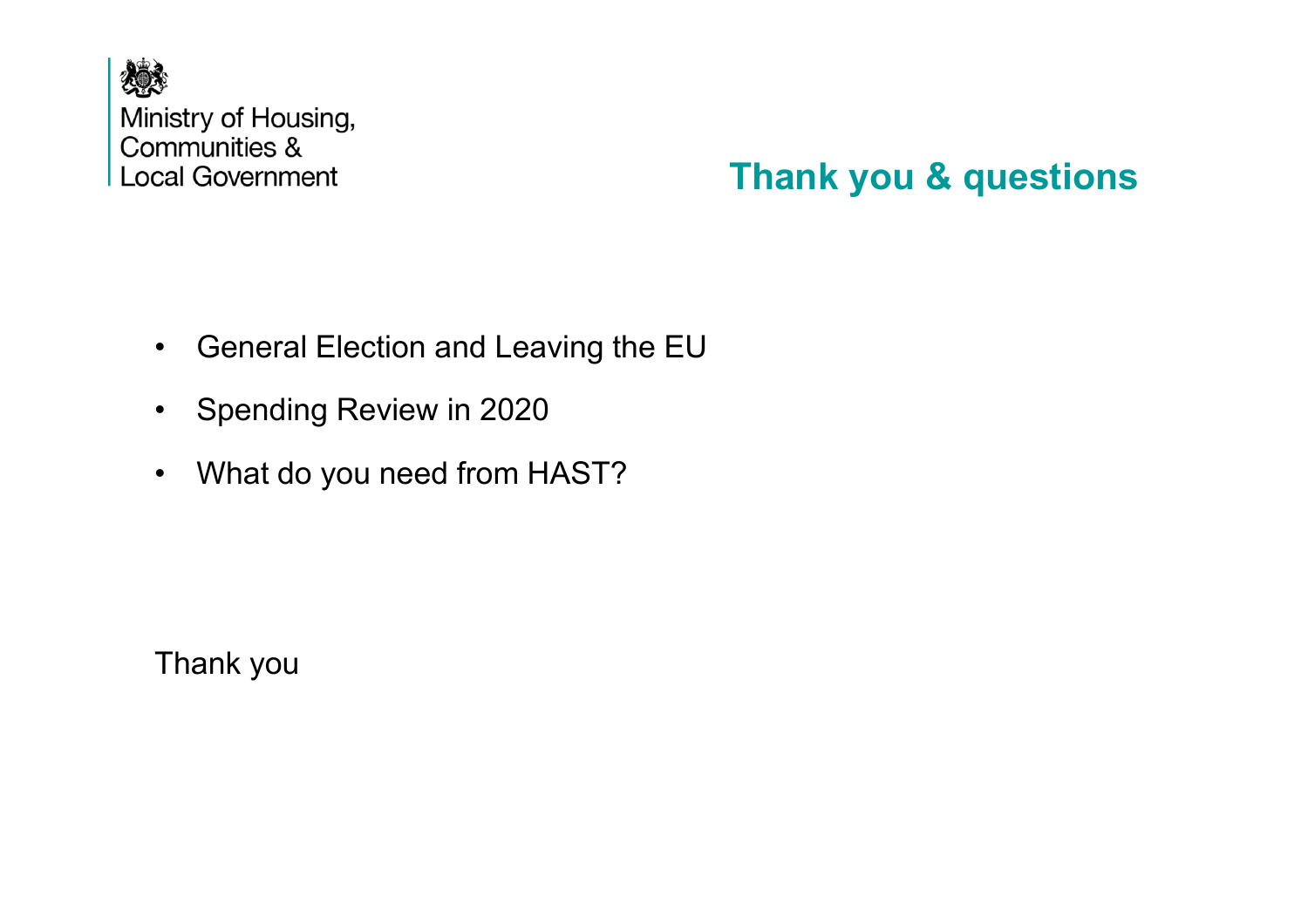Ministry of Housing,
Communities &
Local Government

## Thank you & questions

- General Election and Leaving the EU
- Spending Review in 2020
- What do you need from HAST?

Thank you